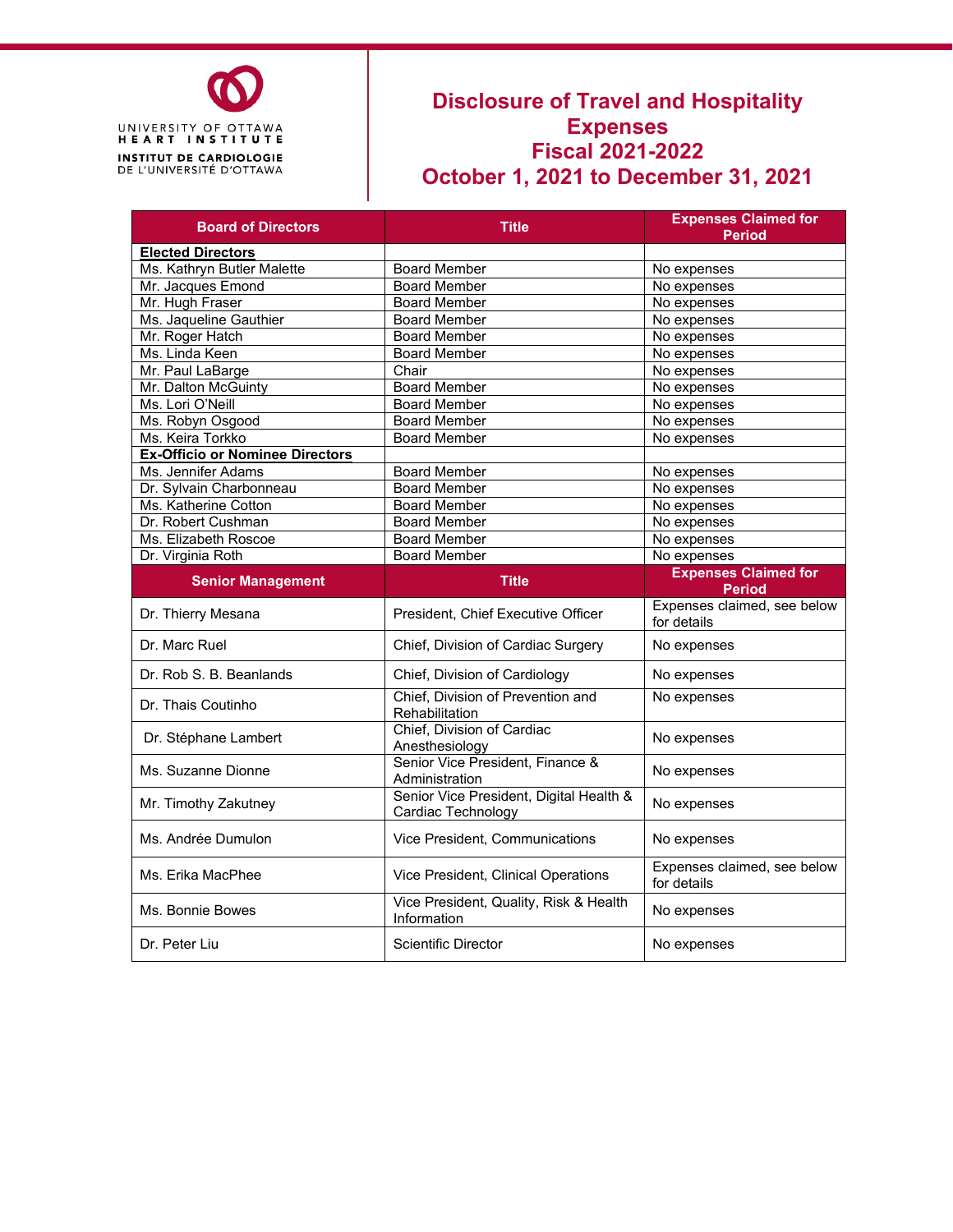UNIVERSITY OF OTTAWA
HEART INSTITUTE
INSTITUT DE CARDIOLOGIE
DE L'UNIVERSITÉ D'OTTAWA

# Disclosure of Travel and Hospitality Expenses
# Fiscal 2021-2022
# October 1, 2021 to December 31, 2021

| Board of Directors | Title | Expenses Claimed for Period |
|---|---|---|
| **Elected Directors** | | |
| Ms. Kathryn Butler Malette | Board Member | No expenses |
| Mr. Jacques Emond | Board Member | No expenses |
| Mr. Hugh Fraser | Board Member | No expenses |
| Ms. Jaqueline Gauthier | Board Member | No expenses |
| Mr. Roger Hatch | Board Member | No expenses |
| Ms. Linda Keen | Board Member | No expenses |
| Mr. Paul LaBarge | Chair | No expenses |
| Mr. Dalton McGuinty | Board Member | No expenses |
| Ms. Lori O'Neill | Board Member | No expenses |
| Ms. Robyn Osgood | Board Member | No expenses |
| Ms. Keira Torkko | Board Member | No expenses |
| **Ex-Officio or Nominee Directors** | | |
| Ms. Jennifer Adams | Board Member | No expenses |
| Dr. Sylvain Charbonneau | Board Member | No expenses |
| Ms. Katherine Cotton | Board Member | No expenses |
| Dr. Robert Cushman | Board Member | No expenses |
| Ms. Elizabeth Roscoe | Board Member | No expenses |
| Dr. Virginia Roth | Board Member | No expenses |
| **Senior Management** | **Title** | **Expenses Claimed for Period** |
| Dr. Thierry Mesana | President, Chief Executive Officer | Expenses claimed, see below for details |
| Dr. Marc Ruel | Chief, Division of Cardiac Surgery | No expenses |
| Dr. Rob S. B. Beanlands | Chief, Division of Cardiology | No expenses |
| Dr. Thais Coutinho | Chief, Division of Prevention and Rehabilitation | No expenses |
| Dr. Stéphane Lambert | Chief, Division of Cardiac Anesthesiology | No expenses |
| Ms. Suzanne Dionne | Senior Vice President, Finance & Administration | No expenses |
| Mr. Timothy Zakutney | Senior Vice President, Digital Health & Cardiac Technology | No expenses |
| Ms. Andrée Dumulon | Vice President, Communications | No expenses |
| Ms. Erika MacPhee | Vice President, Clinical Operations | Expenses claimed, see below for details |
| Ms. Bonnie Bowes | Vice President, Quality, Risk & Health Information | No expenses |
| Dr. Peter Liu | Scientific Director | No expenses |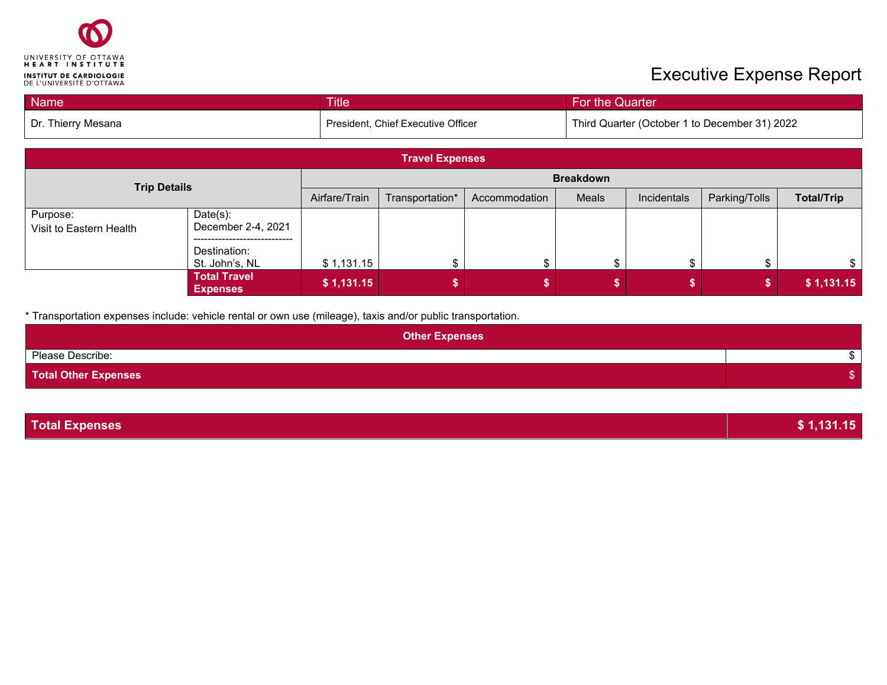UNIVERSITY OF OTTAWA HEART INSTITUTE
INSTITUT DE CARDIOLOGIE DE L'UNIVERSITÉ D'OTTAWA

# Executive Expense Report

| Name | Title | For the Quarter |
|---|---|---|
| Dr. Thierry Mesana | President, Chief Executive Officer | Third Quarter (October 1 to December 31) 2022 |

| Travel Expenses | | | | | | | | |
|---|---|---|---|---|---|---|---|---|
| Trip Details | | Breakdown | | | | | | |
| | | Airfare/Train | Transportation* | Accommodation | Meals | Incidentals | Parking/Tolls | **Total/Trip** |
| Purpose: Visit to Eastern Health | Date(s): December 2-4, 2021 ---------------------------- Destination: St. John's, NL | $ 1,131.15 | $ | $ | $ | $ | $ | $ |
| | **Total Travel Expenses** | **$ 1,131.15** | **$** | **$** | **$** | **$** | **$** | **$ 1,131.15** |

* Transportation expenses include: vehicle rental or own use (mileage), taxis and/or public transportation.

| Other Expenses | |
|---|---|
| Please Describe: | $ |
| **Total Other Expenses** | $ |

| **Total Expenses** | **$ 1,131.15** |
|---|---|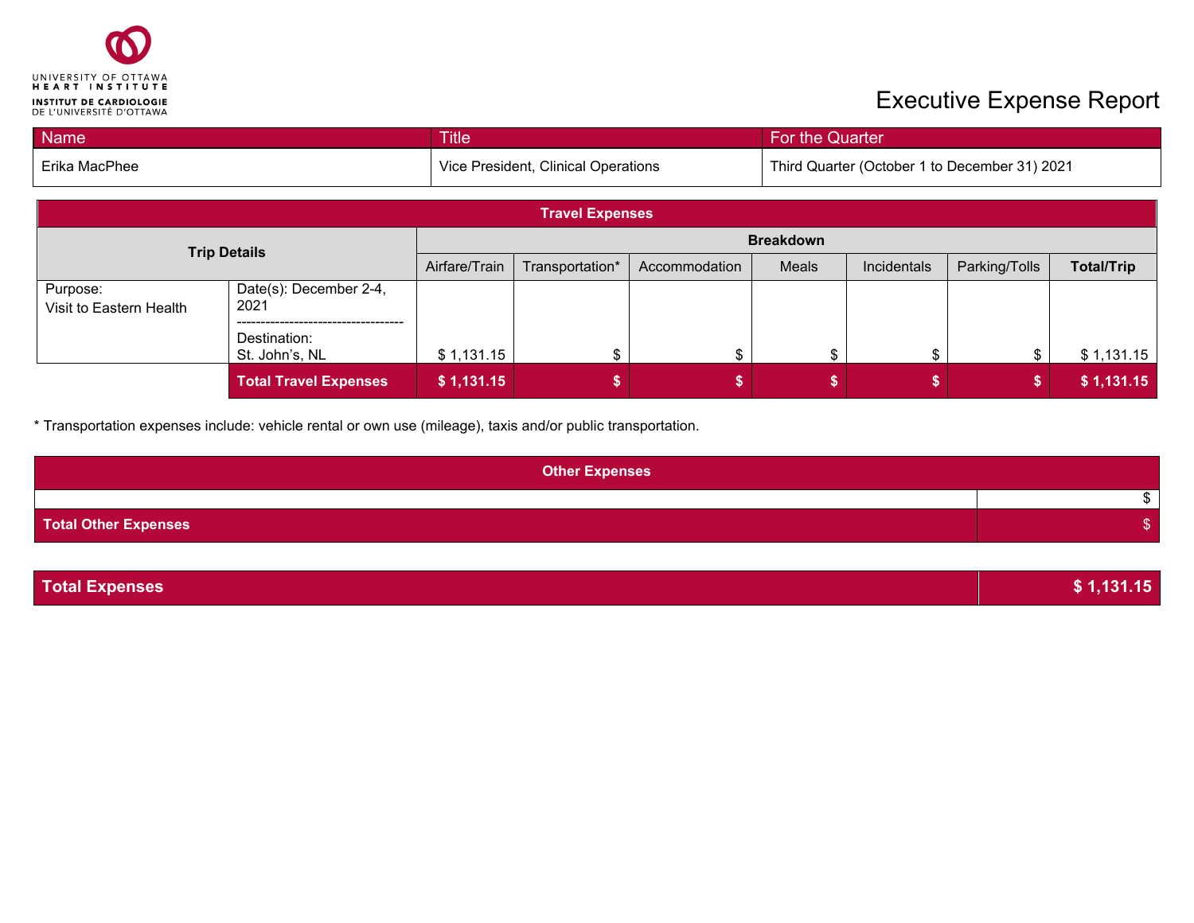UNIVERSITY OF OTTAWA HEART INSTITUTE
INSTITUT DE CARDIOLOGIE DE L'UNIVERSITÉ D'OTTAWA

# Executive Expense Report

| Name | Title | For the Quarter |
|---|---|---|
| Erika MacPhee | Vice President, Clinical Operations | Third Quarter (October 1 to December 31) 2021 |

| Travel Expenses | | | | | | | | |
|---|---|---|---|---|---|---|---|---|
| Trip Details | | Breakdown | | | | | | |
| | | Airfare/Train | Transportation* | Accommodation | Meals | Incidentals | Parking/Tolls | **Total/Trip** |
| Purpose: Visit to Eastern Health | Date(s): December 2-4, 2021 ----------------------------------- Destination: St. John's, NL | $ 1,131.15 | $ | $ | $ | $ | $ | $ 1,131.15 |
| | **Total Travel Expenses** | **$ 1,131.15** | **$** | **$** | **$** | **$** | **$** | **$ 1,131.15** |

* Transportation expenses include: vehicle rental or own use (mileage), taxis and/or public transportation.

| Other Expenses | |
|---|---|
| | $ |
| **Total Other Expenses** | $ |

| | |
|---|---|
| **Total Expenses** | **$ 1,131.15** |